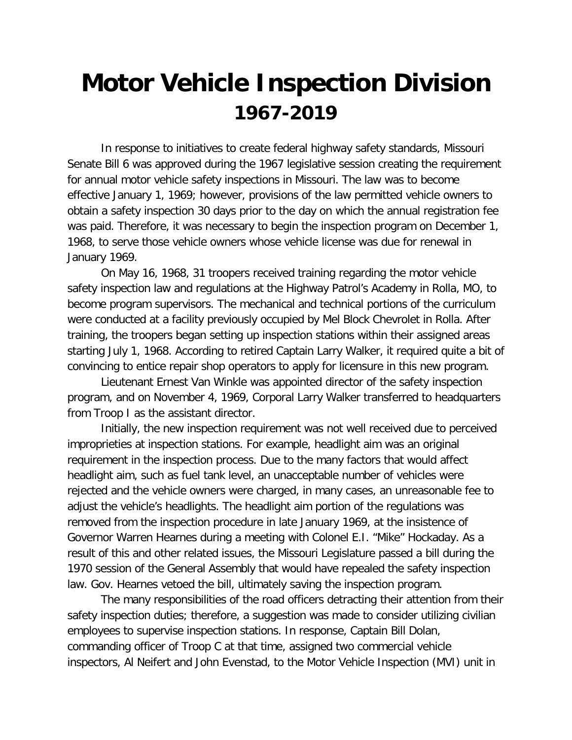# Motor Vehicle Inspection Division
## 1967-2019

In response to initiatives to create federal highway safety standards, Missouri Senate Bill 6 was approved during the 1967 legislative session creating the requirement for annual motor vehicle safety inspections in Missouri. The law was to become effective January 1, 1969; however, provisions of the law permitted vehicle owners to obtain a safety inspection 30 days prior to the day on which the annual registration fee was paid. Therefore, it was necessary to begin the inspection program on December 1, 1968, to serve those vehicle owners whose vehicle license was due for renewal in January 1969.

On May 16, 1968, 31 troopers received training regarding the motor vehicle safety inspection law and regulations at the Highway Patrol's Academy in Rolla, MO, to become program supervisors. The mechanical and technical portions of the curriculum were conducted at a facility previously occupied by Mel Block Chevrolet in Rolla. After training, the troopers began setting up inspection stations within their assigned areas starting July 1, 1968. According to retired Captain Larry Walker, it required quite a bit of convincing to entice repair shop operators to apply for licensure in this new program.

Lieutenant Ernest Van Winkle was appointed director of the safety inspection program, and on November 4, 1969, Corporal Larry Walker transferred to headquarters from Troop I as the assistant director.

Initially, the new inspection requirement was not well received due to perceived improprieties at inspection stations. For example, headlight aim was an original requirement in the inspection process. Due to the many factors that would affect headlight aim, such as fuel tank level, an unacceptable number of vehicles were rejected and the vehicle owners were charged, in many cases, an unreasonable fee to adjust the vehicle's headlights. The headlight aim portion of the regulations was removed from the inspection procedure in late January 1969, at the insistence of Governor Warren Hearnes during a meeting with Colonel E.I. "Mike" Hockaday. As a result of this and other related issues, the Missouri Legislature passed a bill during the 1970 session of the General Assembly that would have repealed the safety inspection law. Gov. Hearnes vetoed the bill, ultimately saving the inspection program.

The many responsibilities of the road officers detracting their attention from their safety inspection duties; therefore, a suggestion was made to consider utilizing civilian employees to supervise inspection stations. In response, Captain Bill Dolan, commanding officer of Troop C at that time, assigned two commercial vehicle inspectors, Al Neifert and John Evenstad, to the Motor Vehicle Inspection (MVI) unit in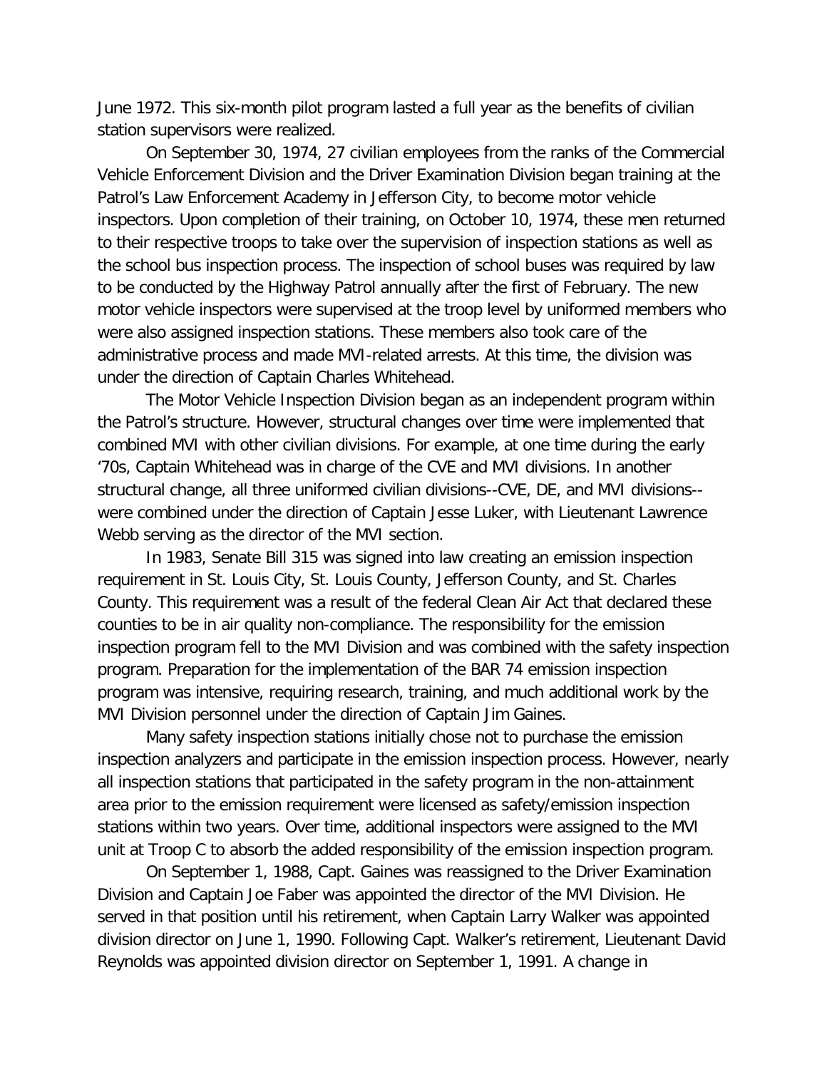June 1972. This six-month pilot program lasted a full year as the benefits of civilian station supervisors were realized.

On September 30, 1974, 27 civilian employees from the ranks of the Commercial Vehicle Enforcement Division and the Driver Examination Division began training at the Patrol's Law Enforcement Academy in Jefferson City, to become motor vehicle inspectors. Upon completion of their training, on October 10, 1974, these men returned to their respective troops to take over the supervision of inspection stations as well as the school bus inspection process. The inspection of school buses was required by law to be conducted by the Highway Patrol annually after the first of February. The new motor vehicle inspectors were supervised at the troop level by uniformed members who were also assigned inspection stations. These members also took care of the administrative process and made MVI-related arrests. At this time, the division was under the direction of Captain Charles Whitehead.

The Motor Vehicle Inspection Division began as an independent program within the Patrol's structure. However, structural changes over time were implemented that combined MVI with other civilian divisions. For example, at one time during the early '70s, Captain Whitehead was in charge of the CVE and MVI divisions. In another structural change, all three uniformed civilian divisions--CVE, DE, and MVI divisions--were combined under the direction of Captain Jesse Luker, with Lieutenant Lawrence Webb serving as the director of the MVI section.

In 1983, Senate Bill 315 was signed into law creating an emission inspection requirement in St. Louis City, St. Louis County, Jefferson County, and St. Charles County. This requirement was a result of the federal Clean Air Act that declared these counties to be in air quality non-compliance. The responsibility for the emission inspection program fell to the MVI Division and was combined with the safety inspection program. Preparation for the implementation of the BAR 74 emission inspection program was intensive, requiring research, training, and much additional work by the MVI Division personnel under the direction of Captain Jim Gaines.

Many safety inspection stations initially chose not to purchase the emission inspection analyzers and participate in the emission inspection process. However, nearly all inspection stations that participated in the safety program in the non-attainment area prior to the emission requirement were licensed as safety/emission inspection stations within two years. Over time, additional inspectors were assigned to the MVI unit at Troop C to absorb the added responsibility of the emission inspection program.

On September 1, 1988, Capt. Gaines was reassigned to the Driver Examination Division and Captain Joe Faber was appointed the director of the MVI Division. He served in that position until his retirement, when Captain Larry Walker was appointed division director on June 1, 1990. Following Capt. Walker's retirement, Lieutenant David Reynolds was appointed division director on September 1, 1991. A change in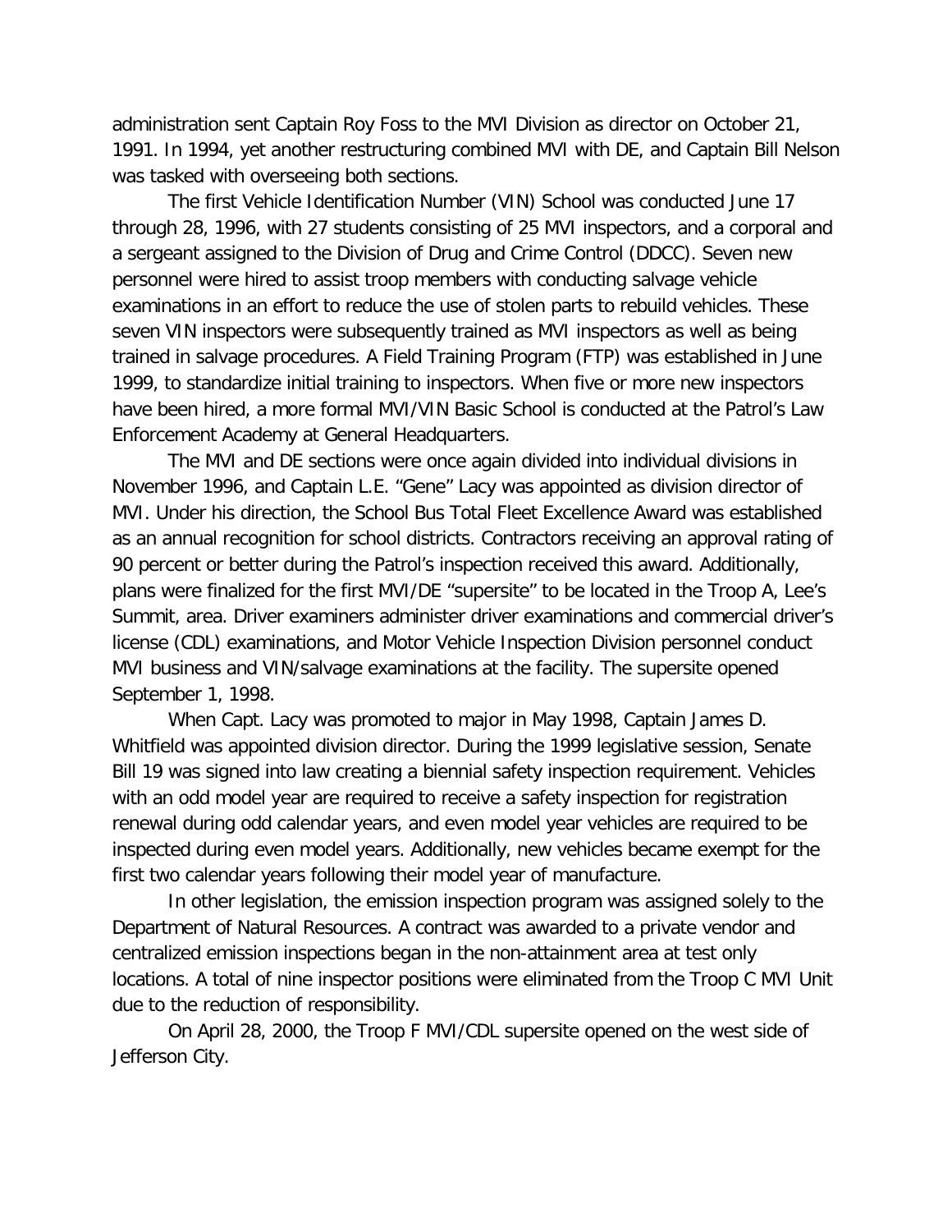administration sent Captain Roy Foss to the MVI Division as director on October 21, 1991. In 1994, yet another restructuring combined MVI with DE, and Captain Bill Nelson was tasked with overseeing both sections.

The first Vehicle Identification Number (VIN) School was conducted June 17 through 28, 1996, with 27 students consisting of 25 MVI inspectors, and a corporal and a sergeant assigned to the Division of Drug and Crime Control (DDCC). Seven new personnel were hired to assist troop members with conducting salvage vehicle examinations in an effort to reduce the use of stolen parts to rebuild vehicles. These seven VIN inspectors were subsequently trained as MVI inspectors as well as being trained in salvage procedures. A Field Training Program (FTP) was established in June 1999, to standardize initial training to inspectors. When five or more new inspectors have been hired, a more formal MVI/VIN Basic School is conducted at the Patrol's Law Enforcement Academy at General Headquarters.

The MVI and DE sections were once again divided into individual divisions in November 1996, and Captain L.E. "Gene" Lacy was appointed as division director of MVI. Under his direction, the School Bus Total Fleet Excellence Award was established as an annual recognition for school districts. Contractors receiving an approval rating of 90 percent or better during the Patrol's inspection received this award. Additionally, plans were finalized for the first MVI/DE "supersite" to be located in the Troop A, Lee's Summit, area. Driver examiners administer driver examinations and commercial driver's license (CDL) examinations, and Motor Vehicle Inspection Division personnel conduct MVI business and VIN/salvage examinations at the facility. The supersite opened September 1, 1998.

When Capt. Lacy was promoted to major in May 1998, Captain James D. Whitfield was appointed division director. During the 1999 legislative session, Senate Bill 19 was signed into law creating a biennial safety inspection requirement. Vehicles with an odd model year are required to receive a safety inspection for registration renewal during odd calendar years, and even model year vehicles are required to be inspected during even model years. Additionally, new vehicles became exempt for the first two calendar years following their model year of manufacture.

In other legislation, the emission inspection program was assigned solely to the Department of Natural Resources. A contract was awarded to a private vendor and centralized emission inspections began in the non-attainment area at test only locations. A total of nine inspector positions were eliminated from the Troop C MVI Unit due to the reduction of responsibility.

On April 28, 2000, the Troop F MVI/CDL supersite opened on the west side of Jefferson City.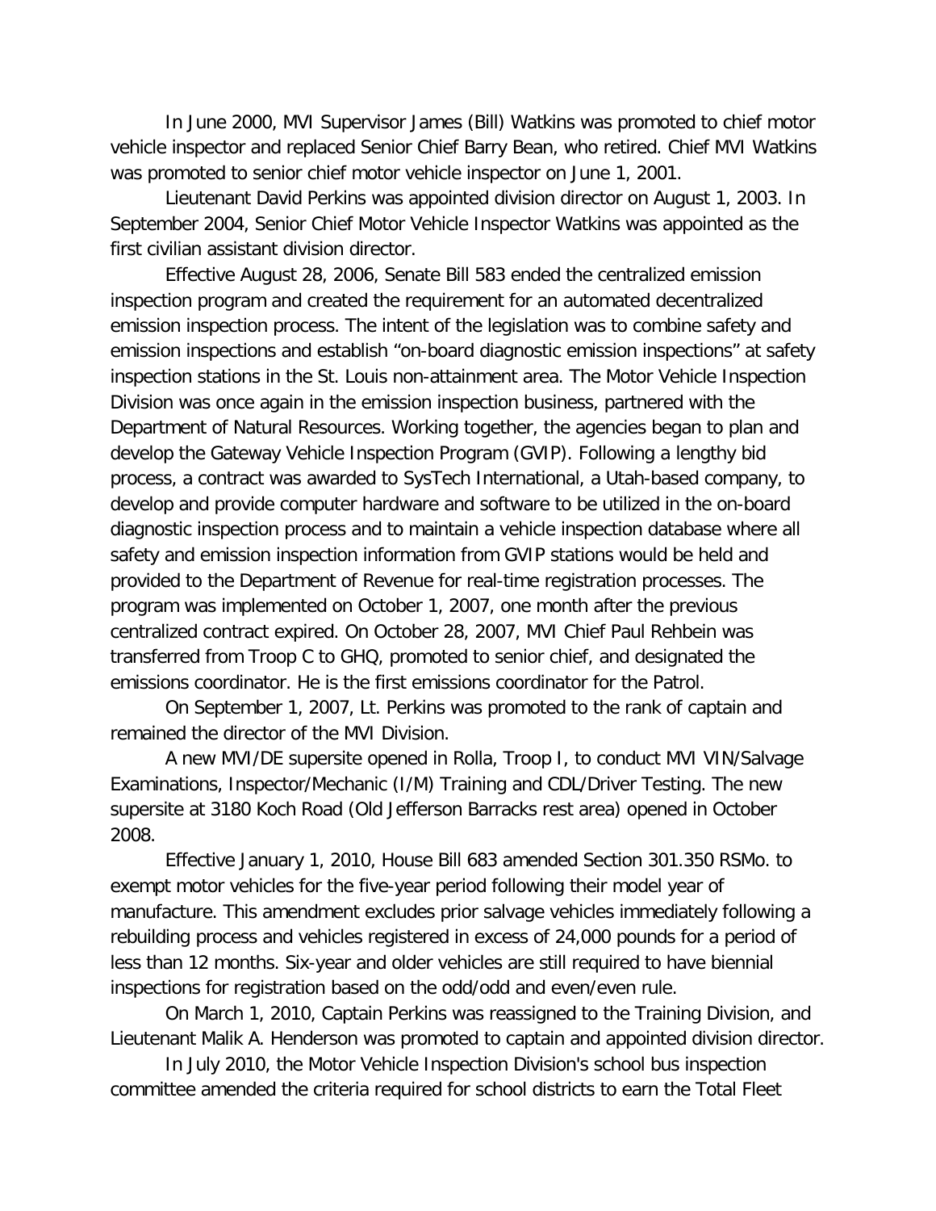In June 2000, MVI Supervisor James (Bill) Watkins was promoted to chief motor vehicle inspector and replaced Senior Chief Barry Bean, who retired. Chief MVI Watkins was promoted to senior chief motor vehicle inspector on June 1, 2001.

Lieutenant David Perkins was appointed division director on August 1, 2003. In September 2004, Senior Chief Motor Vehicle Inspector Watkins was appointed as the first civilian assistant division director.

Effective August 28, 2006, Senate Bill 583 ended the centralized emission inspection program and created the requirement for an automated decentralized emission inspection process. The intent of the legislation was to combine safety and emission inspections and establish "on-board diagnostic emission inspections" at safety inspection stations in the St. Louis non-attainment area. The Motor Vehicle Inspection Division was once again in the emission inspection business, partnered with the Department of Natural Resources. Working together, the agencies began to plan and develop the Gateway Vehicle Inspection Program (GVIP). Following a lengthy bid process, a contract was awarded to SysTech International, a Utah-based company, to develop and provide computer hardware and software to be utilized in the on-board diagnostic inspection process and to maintain a vehicle inspection database where all safety and emission inspection information from GVIP stations would be held and provided to the Department of Revenue for real-time registration processes. The program was implemented on October 1, 2007, one month after the previous centralized contract expired. On October 28, 2007, MVI Chief Paul Rehbein was transferred from Troop C to GHQ, promoted to senior chief, and designated the emissions coordinator. He is the first emissions coordinator for the Patrol.

On September 1, 2007, Lt. Perkins was promoted to the rank of captain and remained the director of the MVI Division.

A new MVI/DE supersite opened in Rolla, Troop I, to conduct MVI VIN/Salvage Examinations, Inspector/Mechanic (I/M) Training and CDL/Driver Testing. The new supersite at 3180 Koch Road (Old Jefferson Barracks rest area) opened in October 2008.

Effective January 1, 2010, House Bill 683 amended Section 301.350 RSMo. to exempt motor vehicles for the five-year period following their model year of manufacture. This amendment excludes prior salvage vehicles immediately following a rebuilding process and vehicles registered in excess of 24,000 pounds for a period of less than 12 months. Six-year and older vehicles are still required to have biennial inspections for registration based on the odd/odd and even/even rule.

On March 1, 2010, Captain Perkins was reassigned to the Training Division, and Lieutenant Malik A. Henderson was promoted to captain and appointed division director.

In July 2010, the Motor Vehicle Inspection Division's school bus inspection committee amended the criteria required for school districts to earn the Total Fleet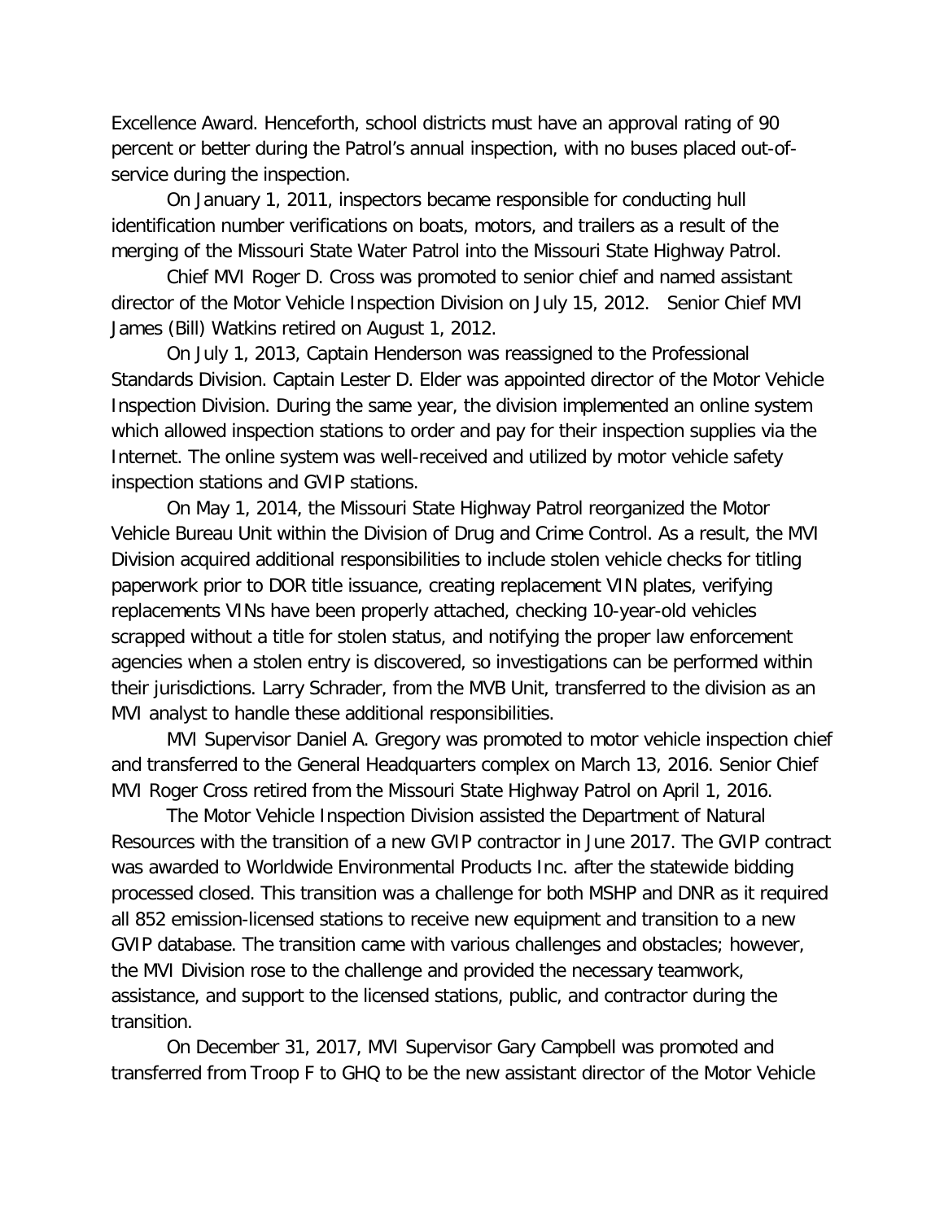Excellence Award. Henceforth, school districts must have an approval rating of 90 percent or better during the Patrol's annual inspection, with no buses placed out-of-service during the inspection.

On January 1, 2011, inspectors became responsible for conducting hull identification number verifications on boats, motors, and trailers as a result of the merging of the Missouri State Water Patrol into the Missouri State Highway Patrol.

Chief MVI Roger D. Cross was promoted to senior chief and named assistant director of the Motor Vehicle Inspection Division on July 15, 2012. Senior Chief MVI James (Bill) Watkins retired on August 1, 2012.

On July 1, 2013, Captain Henderson was reassigned to the Professional Standards Division. Captain Lester D. Elder was appointed director of the Motor Vehicle Inspection Division. During the same year, the division implemented an online system which allowed inspection stations to order and pay for their inspection supplies via the Internet. The online system was well-received and utilized by motor vehicle safety inspection stations and GVIP stations.

On May 1, 2014, the Missouri State Highway Patrol reorganized the Motor Vehicle Bureau Unit within the Division of Drug and Crime Control. As a result, the MVI Division acquired additional responsibilities to include stolen vehicle checks for titling paperwork prior to DOR title issuance, creating replacement VIN plates, verifying replacements VINs have been properly attached, checking 10-year-old vehicles scrapped without a title for stolen status, and notifying the proper law enforcement agencies when a stolen entry is discovered, so investigations can be performed within their jurisdictions. Larry Schrader, from the MVB Unit, transferred to the division as an MVI analyst to handle these additional responsibilities.

MVI Supervisor Daniel A. Gregory was promoted to motor vehicle inspection chief and transferred to the General Headquarters complex on March 13, 2016. Senior Chief MVI Roger Cross retired from the Missouri State Highway Patrol on April 1, 2016.

The Motor Vehicle Inspection Division assisted the Department of Natural Resources with the transition of a new GVIP contractor in June 2017. The GVIP contract was awarded to Worldwide Environmental Products Inc. after the statewide bidding processed closed. This transition was a challenge for both MSHP and DNR as it required all 852 emission-licensed stations to receive new equipment and transition to a new GVIP database. The transition came with various challenges and obstacles; however, the MVI Division rose to the challenge and provided the necessary teamwork, assistance, and support to the licensed stations, public, and contractor during the transition.

On December 31, 2017, MVI Supervisor Gary Campbell was promoted and transferred from Troop F to GHQ to be the new assistant director of the Motor Vehicle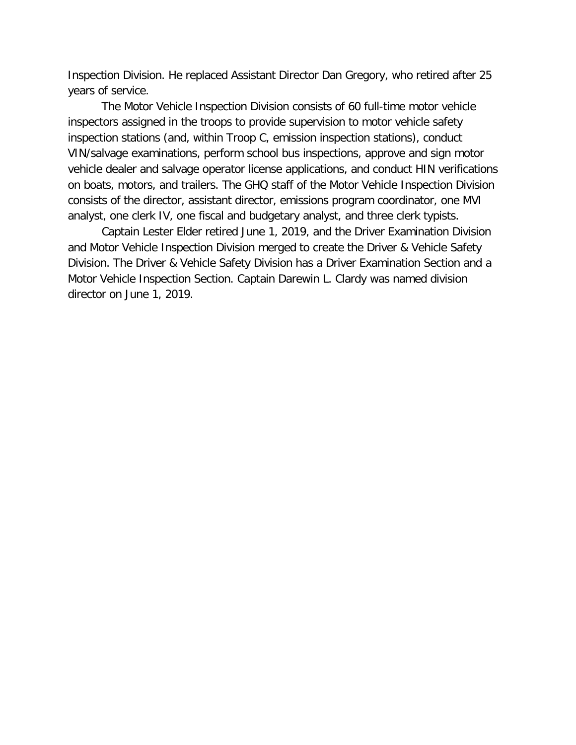Inspection Division. He replaced Assistant Director Dan Gregory, who retired after 25 years of service.

The Motor Vehicle Inspection Division consists of 60 full-time motor vehicle inspectors assigned in the troops to provide supervision to motor vehicle safety inspection stations (and, within Troop C, emission inspection stations), conduct VIN/salvage examinations, perform school bus inspections, approve and sign motor vehicle dealer and salvage operator license applications, and conduct HIN verifications on boats, motors, and trailers. The GHQ staff of the Motor Vehicle Inspection Division consists of the director, assistant director, emissions program coordinator, one MVI analyst, one clerk IV, one fiscal and budgetary analyst, and three clerk typists.

Captain Lester Elder retired June 1, 2019, and the Driver Examination Division and Motor Vehicle Inspection Division merged to create the Driver & Vehicle Safety Division. The Driver & Vehicle Safety Division has a Driver Examination Section and a Motor Vehicle Inspection Section. Captain Darewin L. Clardy was named division director on June 1, 2019.